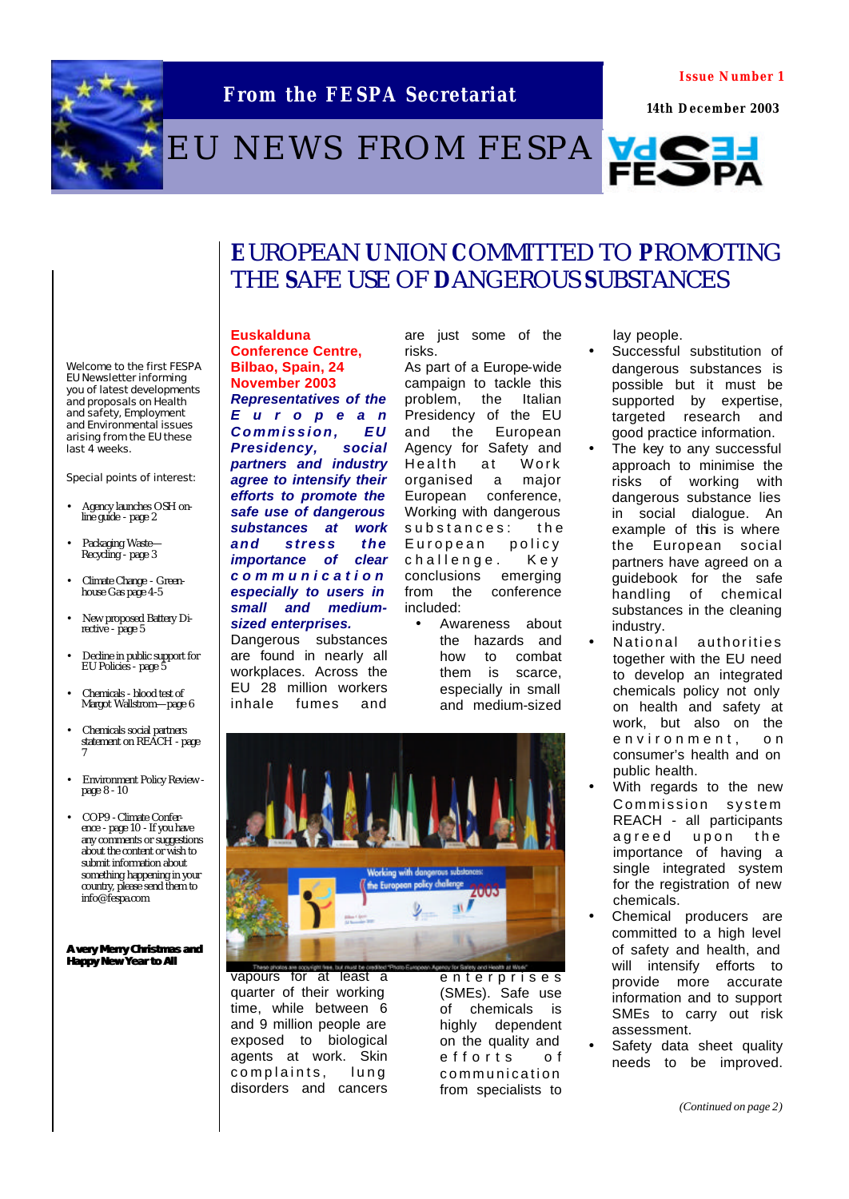From the FESPA Secretariat

Issue Number 1

14th December 2003

# EU NEWS FROM FESPA

Welcome to the first FESPA EU Newsletter informing you of latest developments and proposals on Health and safety, Employment and Environmental issues arising from the EU these last 4 weeks.

Special points of interest:

- Agency launches OSH on-line guide - page 2
- Packaging Waste—Recycling - page 3
- Climate Change - Green-house Gas page 4-5
- New proposed Battery Directive - page 5
- Decline in public support for EU Policies - page 5
- Chemicals - blood test of Margot Wallstrom—page 6
- Chemicals social partners statement on REACH - page 7
- Environment Policy Review - page 8 - 10
- COP9 - Climate Conference - page 10 - If you have any comments or suggestions about the content or wish to submit information about something happening in your country, please send them to info@fespa.com

**A very Merry Christmas and Happy New Year to All**

## EUROPEAN UNION COMMITTED TO PROMOTING THE SAFE USE OF DANGEROUS SUBSTANCES

**Euskalduna Conference Centre, Bilbao, Spain, 24 November 2003**

***Representatives of the European Commission, EU Presidency, social partners and industry agree to intensify their efforts to promote the safe use of dangerous substances at work and stress the importance of clear communication especially to users in small and medium-sized enterprises.***

Dangerous substances are found in nearly all workplaces. Across the EU 28 million workers inhale fumes and vapours for at least a quarter of their working time, while between 6 and 9 million people are exposed to biological agents at work. Skin complaints, lung disorders and cancers are just some of the risks.

As part of a Europe-wide campaign to tackle this problem, the Italian Presidency of the EU and the European Agency for Safety and Health at Work organised a major European conference, Working with dangerous substances: the European policy challenge. Key conclusions emerging from the conference included:

- Awareness about the hazards and how to combat them is scarce, especially in small and medium-sized enterprises (SMEs). Safe use of chemicals is highly dependent on the quality and efforts of communication from specialists to lay people.
- Successful substitution of dangerous substances is possible but it must be supported by expertise, targeted research and good practice information.
- The key to any successful approach to minimise the risks of working with dangerous substance lies in social dialogue. An example of this is where the European social partners have agreed on a guidebook for the safe handling of chemical substances in the cleaning industry.
- National authorities together with the EU need to develop an integrated chemicals policy not only on health and safety at work, but also on the environment, on consumer's health and on public health.
- With regards to the new Commission system REACH - all participants agreed upon the importance of having a single integrated system for the registration of new chemicals.
- Chemical producers are committed to a high level of safety and health, and will intensify efforts to provide more accurate information and to support SMEs to carry out risk assessment.
- Safety data sheet quality needs to be improved.

These photos are copyright free, but must be credited "Photo European Agency for Safety and Health at Work"

*(Continued on page 2)*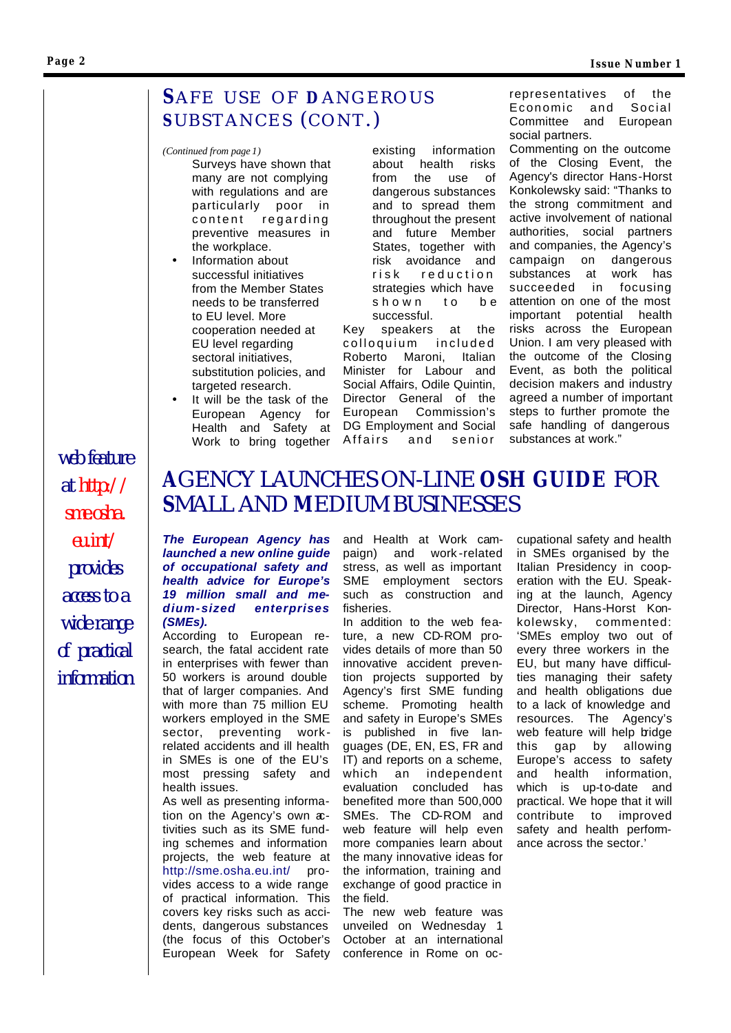## SAFE USE OF DANGEROUS SUBSTANCES (CONT.)

*(Continued from page 1)*

Surveys have shown that many are not complying with regulations and are particularly poor in content regarding preventive measures in the workplace.

- Information about successful initiatives from the Member States needs to be transferred to EU level. More cooperation needed at EU level regarding sectoral initiatives, substitution policies, and targeted research.
- It will be the task of the European Agency for Health and Safety at Work to bring together existing information about health risks from the use of dangerous substances and to spread them throughout the present and future Member States, together with risk avoidance and risk reduction strategies which have shown to be successful.

Key speakers at the colloquium included Roberto Maroni, Italian Minister for Labour and Social Affairs, Odile Quintin, Director General of the European Commission's DG Employment and Social Affairs and senior representatives of the Economic and Social Committee and European social partners.

Commenting on the outcome of the Closing Event, the Agency's director Hans-Horst Konkolewsky said: "Thanks to the strong commitment and active involvement of national authorities, social partners and companies, the Agency's campaign on dangerous substances at work has succeeded in focusing attention on one of the most important potential health risks across the European Union. I am very pleased with the outcome of the Closing Event, as both the political decision makers and industry agreed a number of important steps to further promote the safe handling of dangerous substances at work."

## AGENCY LAUNCHES ON-LINE OSH GUIDE FOR SMALL AND MEDIUM BUSINESSES

*web feature at http://sme.osha.eu.int/ provides access to a wide range of practical information*

***The European Agency has launched a new online guide of occupational safety and health advice for Europe's 19 million small and medium-sized enterprises (SMEs).***

According to European research, the fatal accident rate in enterprises with fewer than 50 workers is around double that of larger companies. And with more than 75 million EU workers employed in the SME sector, preventing work-related accidents and ill health in SMEs is one of the EU's most pressing safety and health issues.

As well as presenting information on the Agency's own activities such as its SME funding schemes and information projects, the web feature at http://sme.osha.eu.int/ provides access to a wide range of practical information. This covers key risks such as accidents, dangerous substances (the focus of this October's European Week for Safety and Health at Work campaign) and work-related stress, as well as important SME employment sectors such as construction and fisheries.

In addition to the web feature, a new CD-ROM provides details of more than 50 innovative accident prevention projects supported by Agency's first SME funding scheme. Promoting health and safety in Europe's SMEs is published in five languages (DE, EN, ES, FR and IT) and reports on a scheme, which an independent evaluation concluded has benefited more than 500,000 SMEs. The CD-ROM and web feature will help even more companies learn about the many innovative ideas for the information, training and exchange of good practice in the field.

The new web feature was unveiled on Wednesday 1 October at an international conference in Rome on occupational safety and health in SMEs organised by the Italian Presidency in cooperation with the EU. Speaking at the launch, Agency Director, Hans-Horst Konkolewsky, commented: 'SMEs employ two out of every three workers in the EU, but many have difficulties managing their safety and health obligations due to a lack of knowledge and resources. The Agency's web feature will help bridge this gap by allowing Europe's access to safety and health information, which is up-to-date and practical. We hope that it will contribute to improved safety and health performance across the sector.'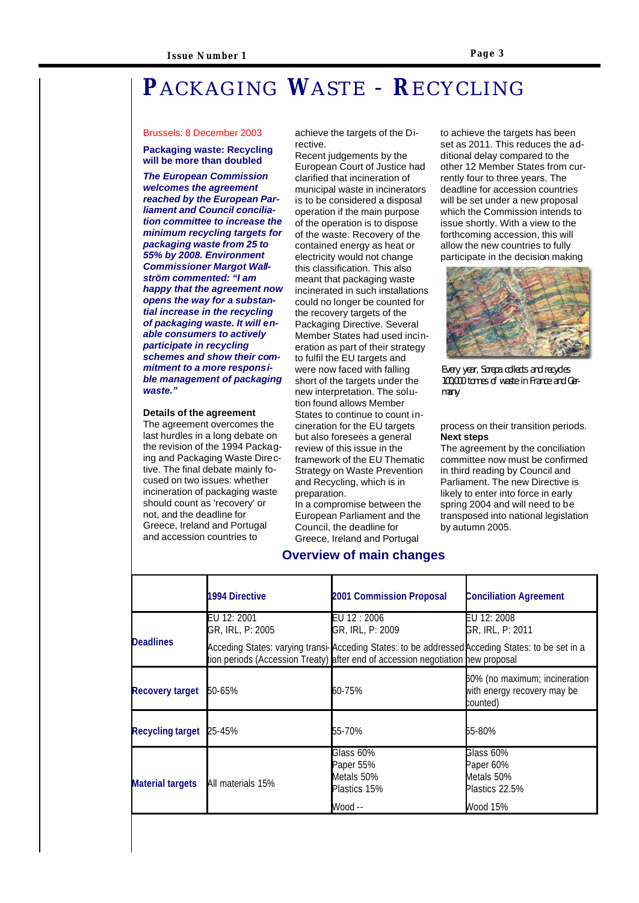# PACKAGING WASTE - RECYCLING

Brussels: 8 December 2003

**Packaging waste: Recycling will be more than doubled**

***The European Commission welcomes the agreement reached by the European Parliament and Council conciliation committee to increase the minimum recycling targets for packaging waste from 25 to 55% by 2008. Environment Commissioner Margot Wallström commented: "I am happy that the agreement now opens the way for a substantial increase in the recycling of packaging waste. It will enable consumers to actively participate in recycling schemes and show their commitment to a more responsible management of packaging waste."***

**Details of the agreement**

The agreement overcomes the last hurdles in a long debate on the revision of the 1994 Packaging and Packaging Waste Directive. The final debate mainly focused on two issues: whether incineration of packaging waste should count as 'recovery' or not, and the deadline for Greece, Ireland and Portugal and accession countries to achieve the targets of the Directive.

Recent judgements by the European Court of Justice had clarified that incineration of municipal waste in incinerators is to be considered a disposal operation if the main purpose of the operation is to dispose of the waste. Recovery of the contained energy as heat or electricity would not change this classification. This also meant that packaging waste incinerated in such installations could no longer be counted for the recovery targets of the Packaging Directive. Several Member States had used incineration as part of their strategy to fulfil the EU targets and were now faced with falling short of the targets under the new interpretation. The solution found allows Member States to continue to count incineration for the EU targets but also foresees a general review of this issue in the framework of the EU Thematic Strategy on Waste Prevention and Recycling, which is in preparation.

In a compromise between the European Parliament and the Council, the deadline for Greece, Ireland and Portugal to achieve the targets has been set as 2011. This reduces the additional delay compared to the other 12 Member States from currently four to three years. The deadline for accession countries will be set under a new proposal which the Commission intends to issue shortly. With a view to the forthcoming accession, this will allow the new countries to fully participate in the decision making process on their transition periods.

Every year, Sorepa collects and recycles 100,000 tonnes of waste in France and Germany

**Next steps**

The agreement by the conciliation committee now must be confirmed in third reading by Council and Parliament. The new Directive is likely to enter into force in early spring 2004 and will need to be transposed into national legislation by autumn 2005.

## Overview of main changes

| | 1994 Directive | 2001 Commission Proposal | Conciliation Agreement |
|---|---|---|---|
| Deadlines | EU 12: 2001<br>GR, IRL, P: 2005<br>Acceding States: varying transition periods (Accession Treaty) | EU 12 : 2006<br>GR, IRL, P: 2009<br>Acceding States: to be addressed after end of accession negotiation | EU 12: 2008<br>GR, IRL, P: 2011<br>Acceding States: to be set in a new proposal |
| Recovery target | 50-65% | 60-75% | 60% (no maximum; incineration with energy recovery may be counted) |
| Recycling target | 25-45% | 55-70% | 55-80% |
| Material targets | All materials 15% | Glass 60%<br>Paper 55%<br>Metals 50%<br>Plastics 15%<br>Wood -- | Glass 60%<br>Paper 60%<br>Metals 50%<br>Plastics 22.5%<br>Wood 15% |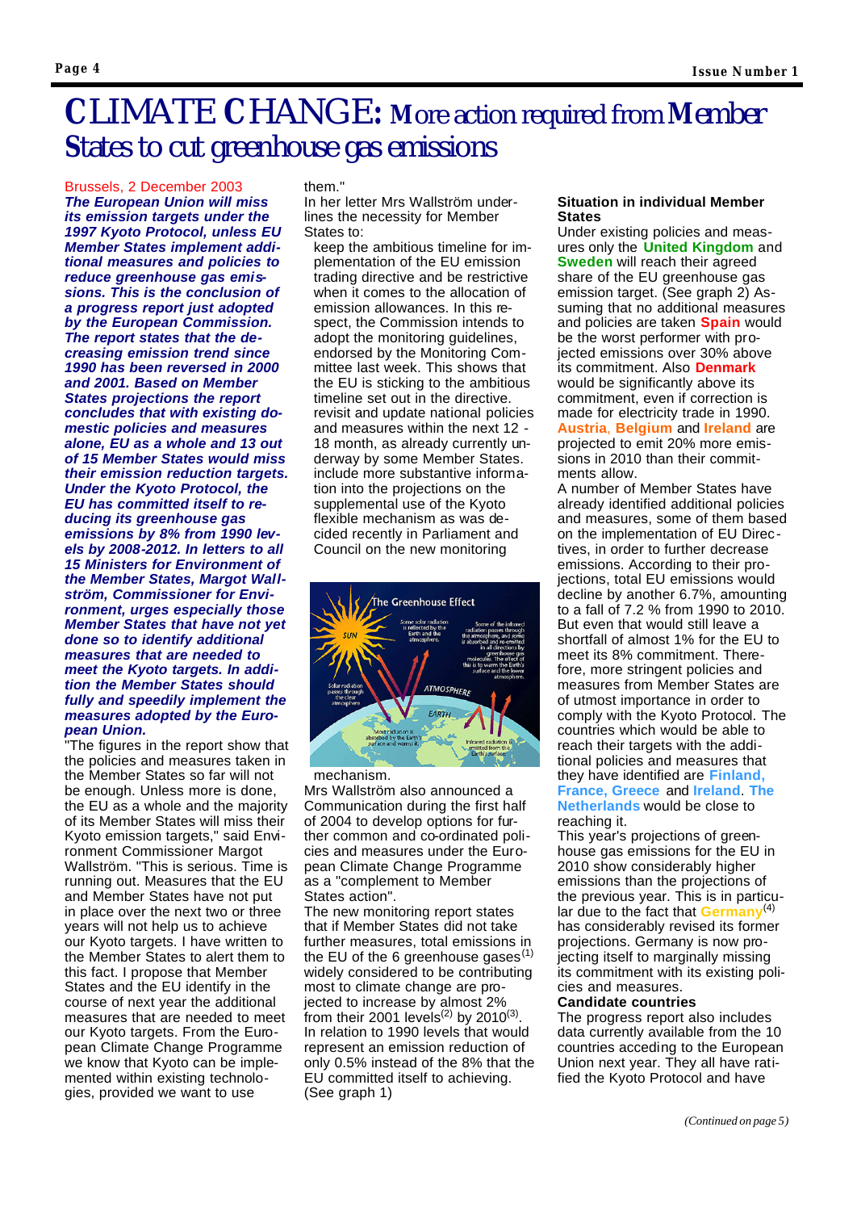# CLIMATE CHANGE: More action required from Member States to cut greenhouse gas emissions

Brussels, 2 December 2003

***The European Union will miss its emission targets under the 1997 Kyoto Protocol, unless EU Member States implement additional measures and policies to reduce greenhouse gas emissions. This is the conclusion of a progress report just adopted by the European Commission. The report states that the decreasing emission trend since 1990 has been reversed in 2000 and 2001. Based on Member States projections the report concludes that with existing domestic policies and measures alone, EU as a whole and 13 out of 15 Member States would miss their emission reduction targets. Under the Kyoto Protocol, the EU has committed itself to reducing its greenhouse gas emissions by 8% from 1990 levels by 2008-2012. In letters to all 15 Ministers for Environment of the Member States, Margot Wallström, Commissioner for Environment, urges especially those Member States that have not yet done so to identify additional measures that are needed to meet the Kyoto targets. In addition the Member States should fully and speedily implement the measures adopted by the European Union.***

"The figures in the report show that the policies and measures taken in the Member States so far will not be enough. Unless more is done, the EU as a whole and the majority of its Member States will miss their Kyoto emission targets," said Environment Commissioner Margot Wallström. "This is serious. Time is running out. Measures that the EU and Member States have not put in place over the next two or three years will not help us to achieve our Kyoto targets. I have written to the Member States to alert them to this fact. I propose that Member States and the EU identify in the course of next year the additional measures that are needed to meet our Kyoto targets. From the European Climate Change Programme we know that Kyoto can be implemented within existing technologies, provided we want to use them."

In her letter Mrs Wallström underlines the necessity for Member States to:

- keep the ambitious timeline for implementation of the EU emission trading directive and be restrictive when it comes to the allocation of emission allowances. In this respect, the Commission intends to adopt the monitoring guidelines, endorsed by the Monitoring Committee last week. This shows that the EU is sticking to the ambitious timeline set out in the directive.
- revisit and update national policies and measures within the next 12 - 18 month, as already currently underway by some Member States.
- include more substantive information into the projections on the supplemental use of the Kyoto flexible mechanism as was decided recently in Parliament and Council on the new monitoring mechanism.

Mrs Wallström also announced a Communication during the first half of 2004 to develop options for further common and co-ordinated policies and measures under the European Climate Change Programme as a "complement to Member States action".

The new monitoring report states that if Member States did not take further measures, total emissions in the EU of the 6 greenhouse gases[1] widely considered to be contributing most to climate change are projected to increase by almost 2% from their 2001 levels[2] by 2010[3]. In relation to 1990 levels that would represent an emission reduction of only 0.5% instead of the 8% that the EU committed itself to achieving. (See graph 1)

### Situation in individual Member States

Under existing policies and measures only the **United Kingdom** and **Sweden** will reach their agreed share of the EU greenhouse gas emission target. (See graph 2) Assuming that no additional measures and policies are taken **Spain** would be the worst performer with projected emissions over 30% above its commitment. Also **Denmark** would be significantly above its commitment, even if correction is made for electricity trade in 1990. **Austria**, **Belgium** and **Ireland** are projected to emit 20% more emissions in 2010 than their commitments allow.

A number of Member States have already identified additional policies and measures, some of them based on the implementation of EU Directives, in order to further decrease emissions. According to their projections, total EU emissions would decline by another 6.7%, amounting to a fall of 7.2 % from 1990 to 2010. But even that would still leave a shortfall of almost 1% for the EU to meet its 8% commitment. Therefore, more stringent policies and measures from Member States are of utmost importance in order to comply with the Kyoto Protocol. The countries which would be able to reach their targets with the additional policies and measures that they have identified are **Finland, France, Greece** and **Ireland**. **The Netherlands** would be close to reaching it.

This year's projections of greenhouse gas emissions for the EU in 2010 show considerably higher emissions than the projections of the previous year. This is in particular due to the fact that **Germany**[4] has considerably revised its former projections. Germany is now projecting itself to marginally missing its commitment with its existing policies and measures.

### Candidate countries

The progress report also includes data currently available from the 10 countries acceding to the European Union next year. They all have ratified the Kyoto Protocol and have

*(Continued on page 5)*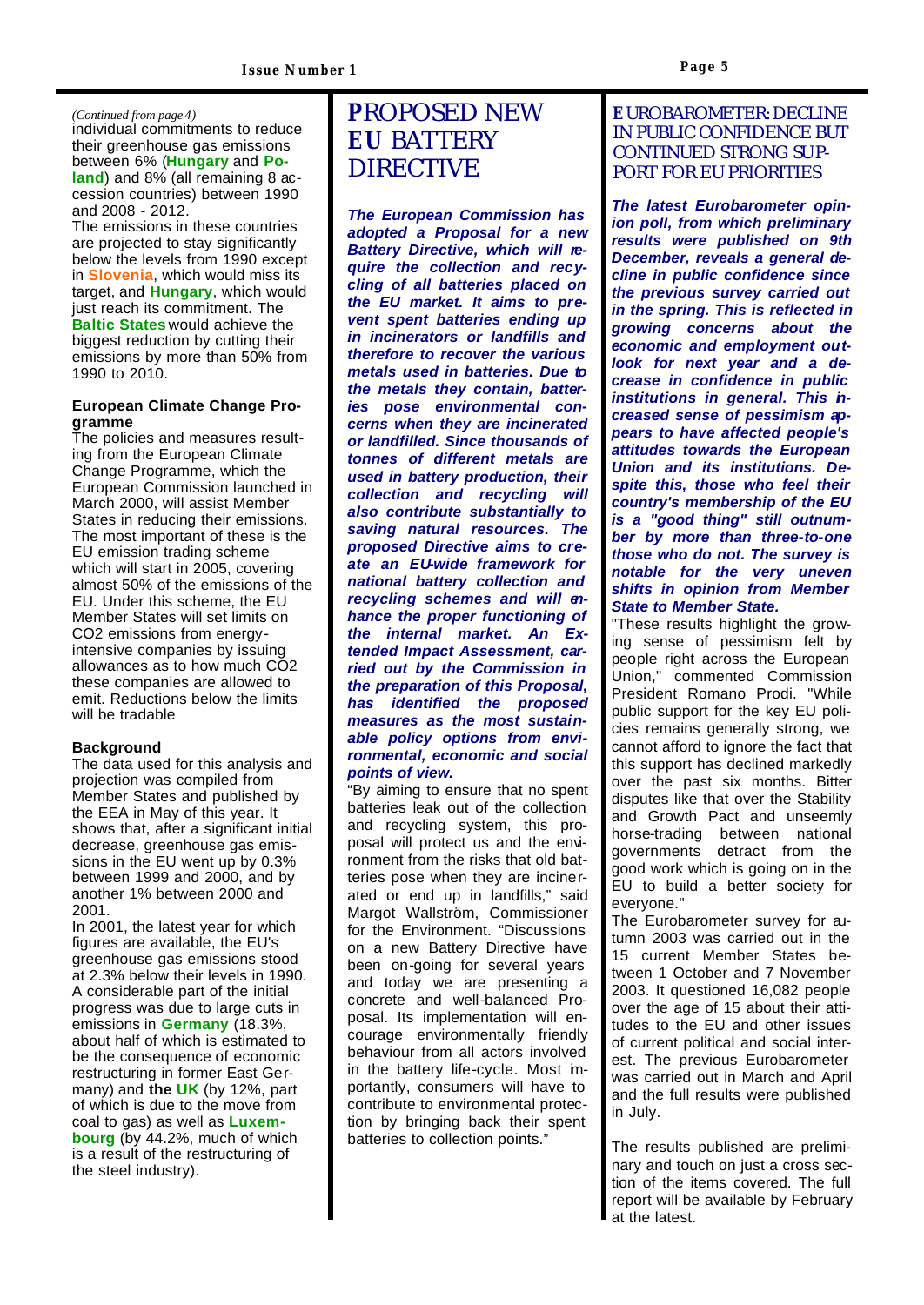*(Continued from page 4)*
individual commitments to reduce their greenhouse gas emissions between 6% (**Hungary** and **Poland**) and 8% (all remaining 8 accession countries) between 1990 and 2008 - 2012.

The emissions in these countries are projected to stay significantly below the levels from 1990 except in **Slovenia**, which would miss its target, and **Hungary**, which would just reach its commitment. The **Baltic States** would achieve the biggest reduction by cutting their emissions by more than 50% from 1990 to 2010.

### European Climate Change Programme

The policies and measures resulting from the European Climate Change Programme, which the European Commission launched in March 2000, will assist Member States in reducing their emissions. The most important of these is the EU emission trading scheme which will start in 2005, covering almost 50% of the emissions of the EU. Under this scheme, the EU Member States will set limits on $CO_2$ emissions from energy-intensive companies by issuing allowances as to how much $CO_2$ these companies are allowed to emit. Reductions below the limits will be tradable

### Background

The data used for this analysis and projection was compiled from Member States and published by the EEA in May of this year. It shows that, after a significant initial decrease, greenhouse gas emissions in the EU went up by 0.3% between 1999 and 2000, and by another 1% between 2000 and 2001.

In 2001, the latest year for which figures are available, the EU's greenhouse gas emissions stood at 2.3% below their levels in 1990. A considerable part of the initial progress was due to large cuts in emissions in **Germany** (18.3%, about half of which is estimated to be the consequence of economic restructuring in former East Germany) and **the UK** (by 12%, part of which is due to the move from coal to gas) as well as **Luxembourg** (by 44.2%, much of which is a result of the restructuring of the steel industry).

# PROPOSED NEW EU BATTERY DIRECTIVE

***The European Commission has adopted a Proposal for a new Battery Directive, which will require the collection and recycling of all batteries placed on the EU market. It aims to prevent spent batteries ending up in incinerators or landfills and therefore to recover the various metals used in batteries. Due to the metals they contain, batteries pose environmental concerns when they are incinerated or landfilled. Since thousands of tonnes of different metals are used in battery production, their collection and recycling will also contribute substantially to saving natural resources. The proposed Directive aims to create an EU-wide framework for national battery collection and recycling schemes and will enhance the proper functioning of the internal market. An Extended Impact Assessment, carried out by the Commission in the preparation of this Proposal, has identified the proposed measures as the most sustainable policy options from environmental, economic and social points of view.***

"By aiming to ensure that no spent batteries leak out of the collection and recycling system, this proposal will protect us and the environment from the risks that old batteries pose when they are incinerated or end up in landfills," said Margot Wallström, Commissioner for the Environment. "Discussions on a new Battery Directive have been on-going for several years and today we are presenting a concrete and well-balanced Proposal. Its implementation will encourage environmentally friendly behaviour from all actors involved in the battery life-cycle. Most importantly, consumers will have to contribute to environmental protection by bringing back their spent batteries to collection points."

# EUROBAROMETER: DECLINE IN PUBLIC CONFIDENCE BUT CONTINUED STRONG SUPPORT FOR EU PRIORITIES

***The latest Eurobarometer opinion poll, from which preliminary results were published on 9th December, reveals a general decline in public confidence since the previous survey carried out in the spring. This is reflected in growing concerns about the economic and employment outlook for next year and a decrease in confidence in public institutions in general. This increased sense of pessimism appears to have affected people's attitudes towards the European Union and its institutions. Despite this, those who feel their country's membership of the EU is a "good thing" still outnumber by more than three-to-one those who do not. The survey is notable for the very uneven shifts in opinion from Member State to Member State.***

"These results highlight the growing sense of pessimism felt by people right across the European Union," commented Commission President Romano Prodi. "While public support for the key EU policies remains generally strong, we cannot afford to ignore the fact that this support has declined markedly over the past six months. Bitter disputes like that over the Stability and Growth Pact and unseemly horse-trading between national governments detract from the good work which is going on in the EU to build a better society for everyone."

The Eurobarometer survey for autumn 2003 was carried out in the 15 current Member States between 1 October and 7 November 2003. It questioned 16,082 people over the age of 15 about their attitudes to the EU and other issues of current political and social interest. The previous Eurobarometer was carried out in March and April and the full results were published in July.

The results published are preliminary and touch on just a cross section of the items covered. The full report will be available by February at the latest.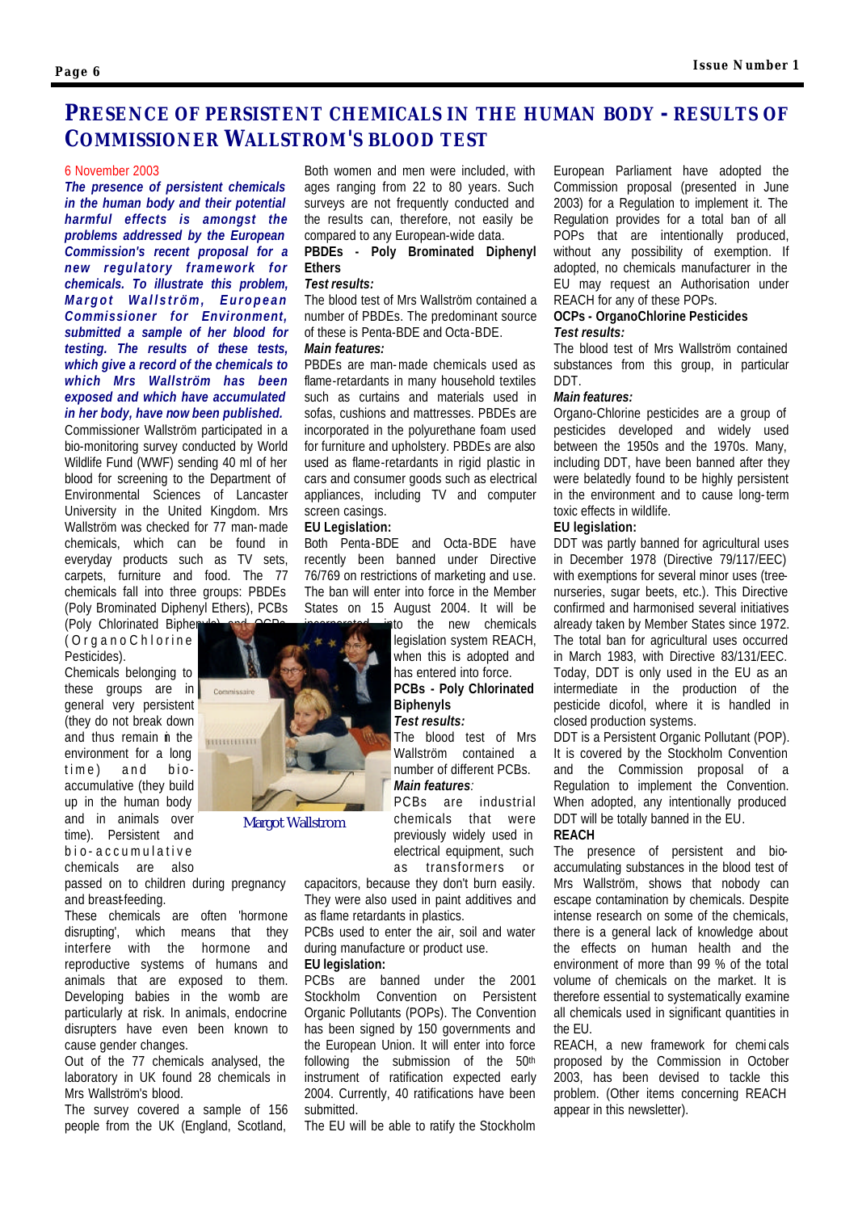# PRESENCE OF PERSISTENT CHEMICALS IN THE HUMAN BODY - RESULTS OF COMMISSIONER WALLSTROM'S BLOOD TEST

6 November 2003

***The presence of persistent chemicals in the human body and their potential harmful effects is amongst the problems addressed by the European Commission's recent proposal for a new regulatory framework for chemicals. To illustrate this problem, Margot Wallström, European Commissioner for Environment, submitted a sample of her blood for testing. The results of these tests, which give a record of the chemicals to which Mrs Wallström has been exposed and which have accumulated in her body, have now been published.***

Commissioner Wallström participated in a bio-monitoring survey conducted by World Wildlife Fund (WWF) sending 40 ml of her blood for screening to the Department of Environmental Sciences of Lancaster University in the United Kingdom. Mrs Wallström was checked for 77 man-made chemicals, which can be found in everyday products such as TV sets, carpets, furniture and food. The 77 chemicals fall into three groups: PBDEs (Poly Brominated Diphenyl Ethers), PCBs (Poly Chlorinated Biphenyls) and OCPs (OrganoChlorine Pesticides).

Chemicals belonging to these groups are in general very persistent (they do not break down and thus remain in the environment for a long time) and bio-accumulative (they build up in the human body and in animals over time). Persistent and bio-accumulative chemicals are also passed on to children during pregnancy and breast-feeding.

These chemicals are often 'hormone disrupting', which means that they interfere with the hormone and reproductive systems of humans and animals that are exposed to them. Developing babies in the womb are particularly at risk. In animals, endocrine disrupters have even been known to cause gender changes.

Out of the 77 chemicals analysed, the laboratory in UK found 28 chemicals in Mrs Wallström's blood.

The survey covered a sample of 156 people from the UK (England, Scotland, Both women and men were included, with ages ranging from 22 to 80 years. Such surveys are not frequently conducted and the results can, therefore, not easily be compared to any European-wide data.

Margot Wallstrom

**PBDEs - Poly Brominated Diphenyl Ethers**

***Test results:***

The blood test of Mrs Wallström contained a number of PBDEs. The predominant source of these is Penta-BDE and Octa-BDE.

***Main features:***

PBDEs are man-made chemicals used as flame-retardants in many household textiles such as curtains and materials used in sofas, cushions and mattresses. PBDEs are incorporated in the polyurethane foam used for furniture and upholstery. PBDEs are also used as flame-retardants in rigid plastic in cars and consumer goods such as electrical appliances, including TV and computer screen casings.

**EU Legislation:**

Both Penta-BDE and Octa-BDE have recently been banned under Directive 76/769 on restrictions of marketing and use. The ban will enter into force in the Member States on 15 August 2004. It will be incorporated into the new chemicals legislation system REACH, when this is adopted and has entered into force.

**PCBs - Poly Chlorinated Biphenyls**

***Test results:***

The blood test of Mrs Wallström contained a number of different PCBs.

***Main features:***

PCBs are industrial chemicals that were previously widely used in electrical equipment, such as transformers or capacitors, because they don't burn easily. They were also used in paint additives and as flame retardants in plastics.

PCBs used to enter the air, soil and water during manufacture or product use.

**EU legislation:**

PCBs are banned under the 2001 Stockholm Convention on Persistent Organic Pollutants (POPs). The Convention has been signed by 150 governments and the European Union. It will enter into force following the submission of the 50th instrument of ratification expected early 2004. Currently, 40 ratifications have been submitted.

The EU will be able to ratify the Stockholm European Parliament have adopted the Commission proposal (presented in June 2003) for a Regulation to implement it. The Regulation provides for a total ban of all POPs that are intentionally produced, without any possibility of exemption. If adopted, no chemicals manufacturer in the EU may request an Authorisation under REACH for any of these POPs.

**OCPs - OrganoChlorine Pesticides**

***Test results:***

The blood test of Mrs Wallström contained substances from this group, in particular DDT.

***Main features:***

Organo-Chlorine pesticides are a group of pesticides developed and widely used between the 1950s and the 1970s. Many, including DDT, have been banned after they were belatedly found to be highly persistent in the environment and to cause long-term toxic effects in wildlife.

**EU legislation:**

DDT was partly banned for agricultural uses in December 1978 (Directive 79/117/EEC) with exemptions for several minor uses (tree-nurseries, sugar beets, etc.). This Directive confirmed and harmonised several initiatives already taken by Member States since 1972. The total ban for agricultural uses occurred in March 1983, with Directive 83/131/EEC. Today, DDT is only used in the EU as an intermediate in the production of the pesticide dicofol, where it is handled in closed production systems.

DDT is a Persistent Organic Pollutant (POP). It is covered by the Stockholm Convention and the Commission proposal of a Regulation to implement the Convention. When adopted, any intentionally produced DDT will be totally banned in the EU.

**REACH**

The presence of persistent and bio-accumulating substances in the blood test of Mrs Wallström, shows that nobody can escape contamination by chemicals. Despite intense research on some of the chemicals, there is a general lack of knowledge about the effects on human health and the environment of more than 99 % of the total volume of chemicals on the market. It is therefore essential to systematically examine all chemicals used in significant quantities in the EU.

REACH, a new framework for chemicals proposed by the Commission in October 2003, has been devised to tackle this problem. (Other items concerning REACH appear in this newsletter).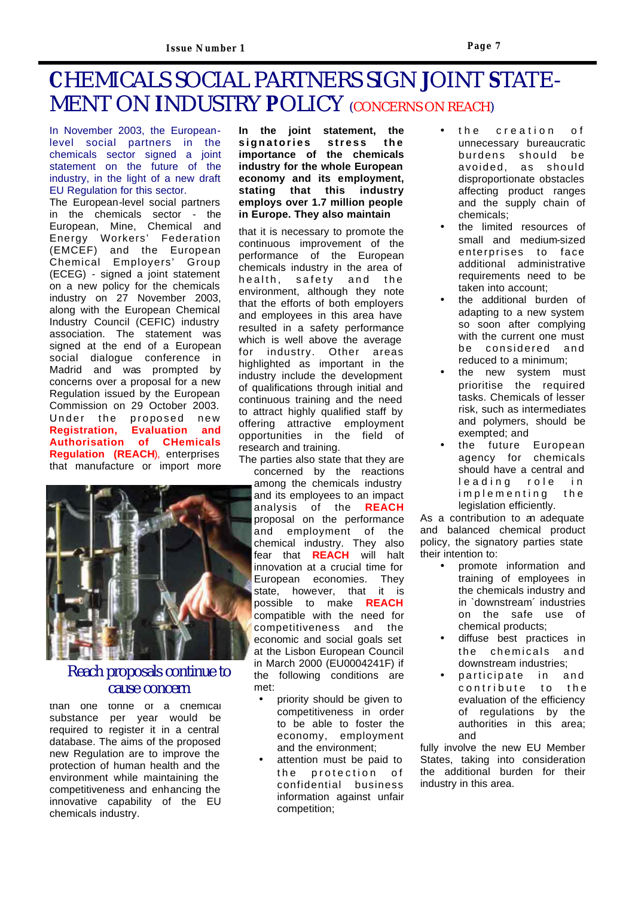# CHEMICALS SOCIAL PARTNERS SIGN JOINT STATEMENT ON INDUSTRY POLICY (CONCERNS ON REACH)

In November 2003, the European-level social partners in the chemicals sector signed a joint statement on the future of the industry, in the light of a new draft EU Regulation for this sector.

The European-level social partners in the chemicals sector - the European, Mine, Chemical and Energy Workers' Federation (EMCEF) and the European Chemical Employers' Group (ECEG) - signed a joint statement on a new policy for the chemicals industry on 27 November 2003, along with the European Chemical Industry Council (CEFIC) industry association. The statement was signed at the end of a European social dialogue conference in Madrid and was prompted by concerns over a proposal for a new Regulation issued by the European Commission on 29 October 2003. Under the proposed new **Registration, Evaluation and Authorisation of CHemicals Regulation (REACH)**, enterprises that manufacture or import more than one tonne of a chemical substance per year would be required to register it in a central database. The aims of the proposed new Regulation are to improve the protection of human health and the environment while maintaining the competitiveness and enhancing the innovative capability of the EU chemicals industry.

## Reach proposals continue to cause concern

**In the joint statement, the signatories stress the importance of the chemicals industry for the whole European economy and its employment, stating that this industry employs over 1.7 million people in Europe. They also maintain** that it is necessary to promote the continuous improvement of the performance of the European chemicals industry in the area of health, safety and the environment, although they note that the efforts of both employers and employees in this area have resulted in a safety performance which is well above the average for industry. Other areas highlighted as important in the industry include the development of qualifications through initial and continuous training and the need to attract highly qualified staff by offering attractive employment opportunities in the field of research and training.

The parties also state that they are concerned by the reactions among the chemicals industry and its employees to an impact analysis of the **REACH** proposal on the performance and employment of the chemical industry. They also fear that **REACH** will halt innovation at a crucial time for European economies. They state, however, that it is possible to make **REACH** compatible with the need for competitiveness and the economic and social goals set at the Lisbon European Council in March 2000 (EU0004241F) if the following conditions are met:

- priority should be given to competitiveness in order to be able to foster the economy, employment and the environment;
- attention must be paid to the protection of confidential business information against unfair competition;
- the creation of unnecessary bureaucratic burdens should be avoided, as should disproportionate obstacles affecting product ranges and the supply chain of chemicals;
- the limited resources of small and medium-sized enterprises to face additional administrative requirements need to be taken into account;
- the additional burden of adapting to a new system so soon after complying with the current one must be considered and reduced to a minimum;
- the new system must prioritise the required tasks. Chemicals of lesser risk, such as intermediates and polymers, should be exempted; and
- the future European agency for chemicals should have a central and leading role in implementing the legislation efficiently.

As a contribution to an adequate and balanced chemical product policy, the signatory parties state their intention to:

- promote information and training of employees in the chemicals industry and in `downstream´ industries on the safe use of chemical products;
- diffuse best practices in the chemicals and downstream industries;
- participate in and contribute to the evaluation of the efficiency of regulations by the authorities in this area; and

fully involve the new EU Member States, taking into consideration the additional burden for their industry in this area.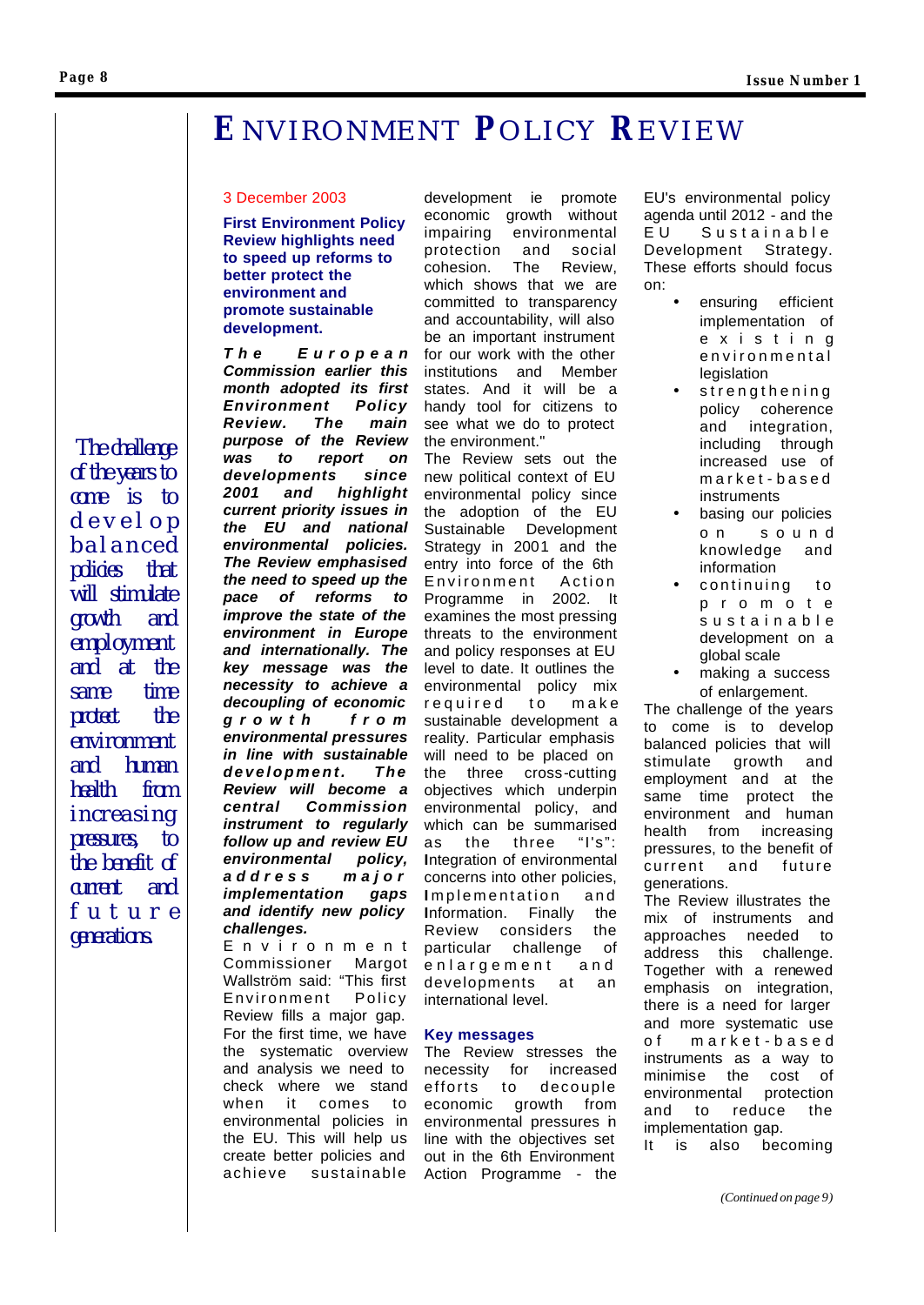# ENVIRONMENT POLICY REVIEW

*The challenge of the years to come is to develop balanced policies that will stimulate growth and employment and at the same time protect the environment and human health from increasing pressures, to the benefit of current and future generations.*

3 December 2003

**First Environment Policy Review highlights need to speed up reforms to better protect the environment and promote sustainable development.**

***The European Commission earlier this month adopted its first Environment Policy Review. The main purpose of the Review was to report on developments since 2001 and highlight current priority issues in the EU and national environmental policies. The Review emphasised the need to speed up the pace of reforms to improve the state of the environment in Europe and internationally. The key message was the necessity to achieve a decoupling of economic growth from environmental pressures in line with sustainable development. The Review will become a central Commission instrument to regularly follow up and review EU environmental policy, address major implementation gaps and identify new policy challenges.***

Environment Commissioner Margot Wallström said: "This first Environment Policy Review fills a major gap. For the first time, we have the systematic overview and analysis we need to check where we stand when it comes to environmental policies in the EU. This will help us create better policies and achieve sustainable development ie promote economic growth without impairing environmental protection and social cohesion. The Review, which shows that we are committed to transparency and accountability, will also be an important instrument for our work with the other institutions and Member states. And it will be a handy tool for citizens to see what we do to protect the environment."

The Review sets out the new political context of EU environmental policy since the adoption of the EU Sustainable Development Strategy in 2001 and the entry into force of the 6th Environment Action Programme in 2002. It examines the most pressing threats to the environment and policy responses at EU level to date. It outlines the environmental policy mix required to make sustainable development a reality. Particular emphasis will need to be placed on the three cross-cutting objectives which underpin environmental policy, and which can be summarised as the three "I's": **I**ntegration of environmental concerns into other policies, **I**mplementation and **I**nformation. Finally the Review considers the particular challenge of enlargement and developments at an international level.

### Key messages

The Review stresses the necessity for increased efforts to decouple economic growth from environmental pressures in line with the objectives set out in the 6th Environment Action Programme - the EU's environmental policy agenda until 2012 - and the EU Sustainable Development Strategy. These efforts should focus on:

- ensuring efficient implementation of existing environmental legislation
- strengthening policy coherence and integration, including through increased use of market-based instruments
- basing our policies on sound knowledge and information
- continuing to promote sustainable development on a global scale
- making a success of enlargement.

The challenge of the years to come is to develop balanced policies that will stimulate growth and employment and at the same time protect the environment and human health from increasing pressures, to the benefit of current and future generations.

The Review illustrates the mix of instruments and approaches needed to address this challenge. Together with a renewed emphasis on integration, there is a need for larger and more systematic use of market-based instruments as a way to minimise the cost of environmental protection and to reduce the implementation gap.

It is also becoming

*(Continued on page 9)*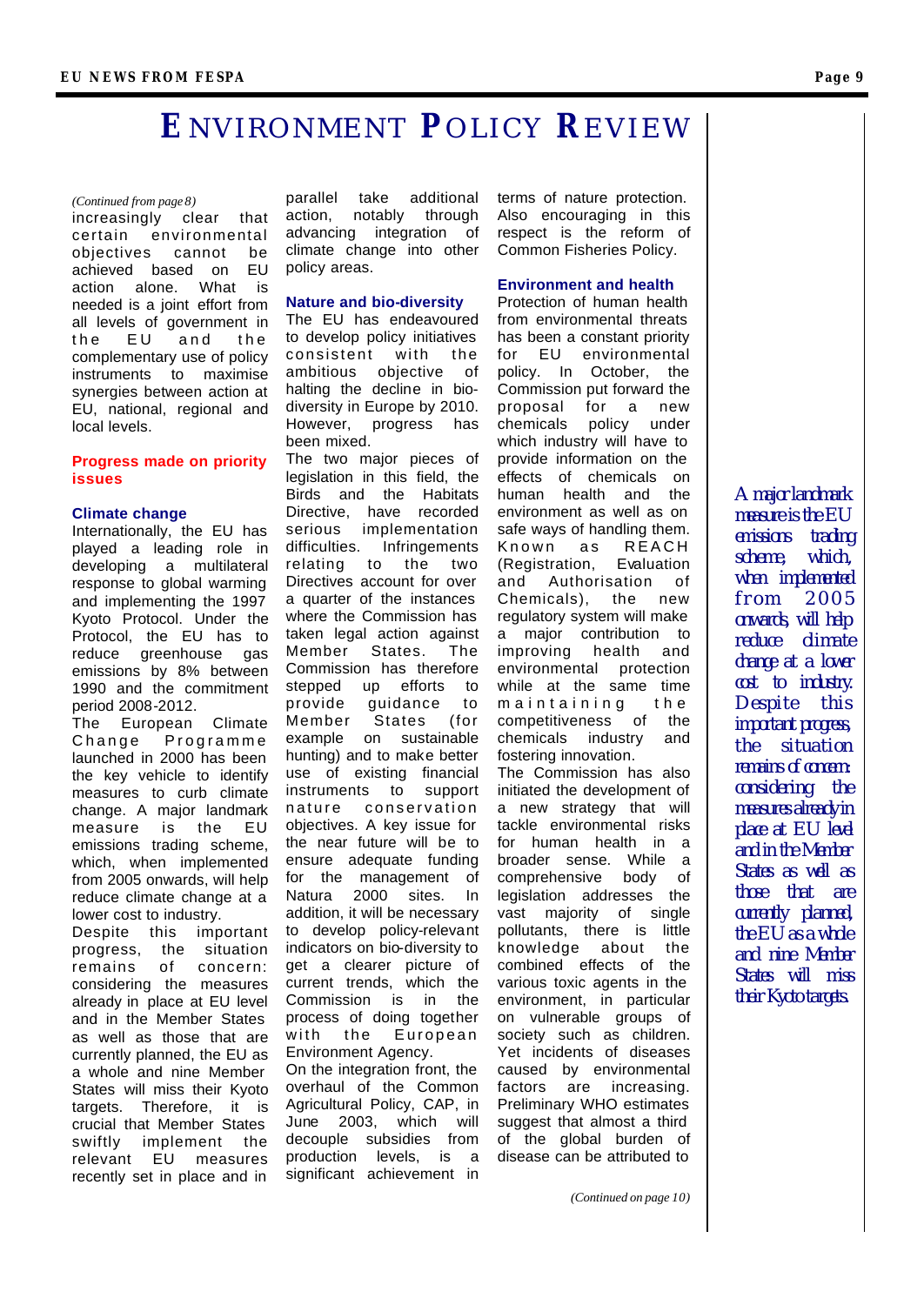# ENVIRONMENT POLICY REVIEW

*(Continued from page 8)*

increasingly clear that certain environmental objectives cannot be achieved based on EU action alone. What is needed is a joint effort from all levels of government in the EU and the complementary use of policy instruments to maximise synergies between action at EU, national, regional and local levels.

## Progress made on priority issues

### Climate change

Internationally, the EU has played a leading role in developing a multilateral response to global warming and implementing the 1997 Kyoto Protocol. Under the Protocol, the EU has to reduce greenhouse gas emissions by 8% between 1990 and the commitment period 2008-2012.

The European Climate Change Programme launched in 2000 has been the key vehicle to identify measures to curb climate change. A major landmark measure is the EU emissions trading scheme, which, when implemented from 2005 onwards, will help reduce climate change at a lower cost to industry.

Despite this important progress, the situation remains of concern: considering the measures already in place at EU level and in the Member States as well as those that are currently planned, the EU as a whole and nine Member States will miss their Kyoto targets. Therefore, it is crucial that Member States swiftly implement the relevant EU measures recently set in place and in parallel take additional action, notably through advancing integration of climate change into other policy areas.

### Nature and bio-diversity

The EU has endeavoured to develop policy initiatives consistent with the ambitious objective of halting the decline in bio-diversity in Europe by 2010. However, progress has been mixed.

The two major pieces of legislation in this field, the Birds and the Habitats Directive, have recorded serious implementation difficulties. Infringements relating to the two Directives account for over a quarter of the instances where the Commission has taken legal action against Member States. The Commission has therefore stepped up efforts to provide guidance to Member States (for example on sustainable hunting) and to make better use of existing financial instruments to support nature conservation objectives. A key issue for the near future will be to ensure adequate funding for the management of Natura 2000 sites. In addition, it will be necessary to develop policy-relevant indicators on bio-diversity to get a clearer picture of current trends, which the Commission is in the process of doing together with the European Environment Agency.

On the integration front, the overhaul of the Common Agricultural Policy, CAP, in June 2003, which will decouple subsidies from production levels, is a significant achievement in terms of nature protection. Also encouraging in this respect is the reform of Common Fisheries Policy.

### Environment and health

Protection of human health from environmental threats has been a constant priority for EU environmental policy. In October, the Commission put forward the proposal for a new chemicals policy under which industry will have to provide information on the effects of chemicals on human health and the environment as well as on safe ways of handling them. Known as REACH (Registration, Evaluation and Authorisation of Chemicals), the new regulatory system will make a major contribution to improving health and environmental protection while at the same time maintaining the competitiveness of the chemicals industry and fostering innovation.

The Commission has also initiated the development of a new strategy that will tackle environmental risks for human health in a broader sense. While a comprehensive body of legislation addresses the vast majority of single pollutants, there is little knowledge about the combined effects of the various toxic agents in the environment, in particular on vulnerable groups of society such as children. Yet incidents of diseases caused by environmental factors are increasing. Preliminary WHO estimates suggest that almost a third of the global burden of disease can be attributed to

*(Continued on page 10)*

*A major landmark measure is the EU emissions trading scheme, which, when implemented from 2005 onwards, will help reduce climate change at a lower cost to industry. Despite this important progress, the situation remains of concern: considering the measures already in place at EU level and in the Member States as well as those that are currently planned, the EU as a whole and nine Member States will miss their Kyoto targets.*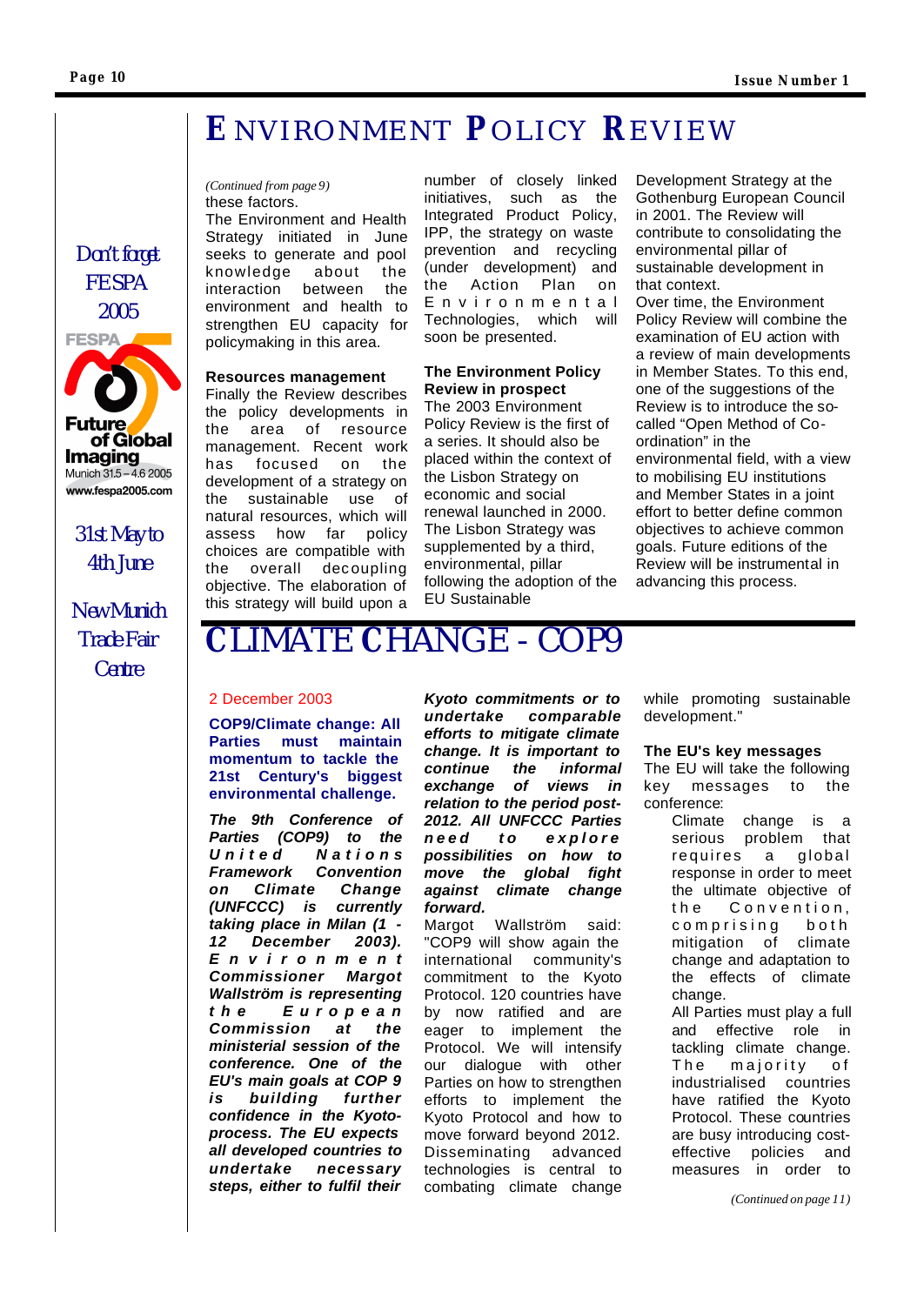# ENVIRONMENT POLICY REVIEW

*(Continued from page 9)*
these factors.
The Environment and Health Strategy initiated in June seeks to generate and pool knowledge about the interaction between the environment and health to strengthen EU capacity for policymaking in this area.

**Resources management**
Finally the Review describes the policy developments in the area of resource management. Recent work has focused on the development of a strategy on the sustainable use of natural resources, which will assess how far policy choices are compatible with the overall decoupling objective. The elaboration of this strategy will build upon a number of closely linked initiatives, such as the Integrated Product Policy, IPP, the strategy on waste prevention and recycling (under development) and the the Action Plan on Environmental Technologies, which will soon be presented.

**The Environment Policy Review in prospect**
The 2003 Environment Policy Review is the first of a series. It should also be placed within the context of the Lisbon Strategy on economic and social renewal launched in 2000. The Lisbon Strategy was supplemented by a third, environmental, pillar following the adoption of the EU Sustainable Development Strategy at the Gothenburg European Council in 2001. The Review will contribute to consolidating the environmental pillar of sustainable development in that context.
Over time, the Environment Policy Review will combine the examination of EU action with a review of main developments in Member States. To this end, one of the suggestions of the Review is to introduce the so-called "Open Method of Co-ordination" in the environmental field, with a view to mobilising EU institutions and Member States in a joint effort to better define common objectives to achieve common goals. Future editions of the Review will be instrumental in advancing this process.

Don't forget FESPA 2005

FESPA Future of Global Imaging
Munich 31.5 – 4.6 2005
www.fespa2005.com

31st May to 4th June

New Munich Trade Fair Centre

# CLIMATE CHANGE - COP9

2 December 2003

**COP9/Climate change: All Parties must maintain momentum to tackle the 21st Century's biggest environmental challenge.**

***The 9th Conference of Parties (COP9) to the United Nations Framework Convention on Climate Change (UNFCCC) is currently taking place in Milan (1 - 12 December 2003). Environment Commissioner Margot Wallström is representing the European Commission at the ministerial session of the conference. One of the EU's main goals at COP 9 is building further confidence in the Kyoto-process. The EU expects all developed countries to undertake necessary steps, either to fulfil their Kyoto commitments or to undertake comparable efforts to mitigate climate change. It is important to continue the informal exchange of views in relation to the period post-2012. All UNFCCC Parties need to explore possibilities on how to move the global fight against climate change forward.***

Margot Wallström said: "COP9 will show again the international community's commitment to the Kyoto Protocol. 120 countries have by now ratified and are eager to implement the Protocol. We will intensify our dialogue with other Parties on how to strengthen efforts to implement the Kyoto Protocol and how to move forward beyond 2012. Disseminating advanced technologies is central to combating climate change while promoting sustainable development."

**The EU's key messages**
The EU will take the following key messages to the conference:

> Climate change is a serious problem that requires a global response in order to meet the ultimate objective of the Convention, comprising both mitigation of climate change and adaptation to the effects of climate change.
>
> All Parties must play a full and effective role in tackling climate change. The majority of industrialised countries have ratified the Kyoto Protocol. These countries are busy introducing cost-effective policies and measures in order to

*(Continued on page 11)*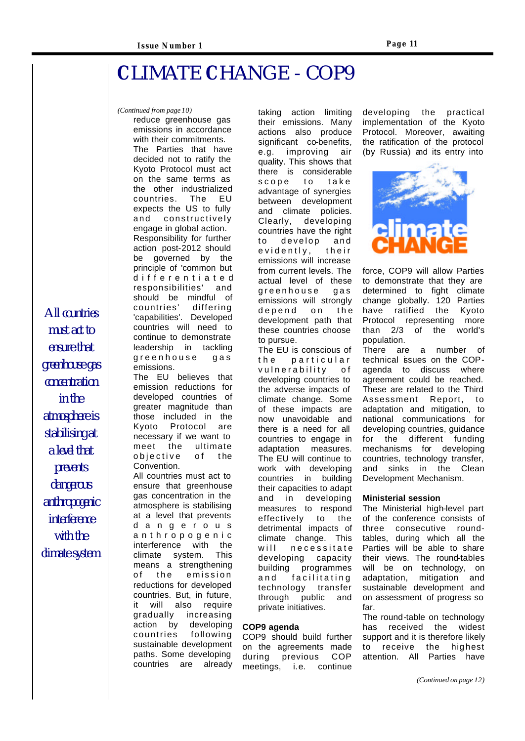# CLIMATE CHANGE - COP9

*(Continued from page 10)*

reduce greenhouse gas emissions in accordance with their commitments. The Parties that have decided not to ratify the Kyoto Protocol must act on the same terms as the other industrialized countries. The EU expects the US to fully and constructively engage in global action. Responsibility for further action post-2012 should be governed by the principle of 'common but differentiated responsibilities' and should be mindful of countries' differing 'capabilities'. Developed countries will need to continue to demonstrate leadership in tackling greenhouse gas emissions.

The EU believes that emission reductions for developed countries of greater magnitude than those included in the Kyoto Protocol are necessary if we want to meet the ultimate objective of the Convention.

All countries must act to ensure that greenhouse gas concentration in the atmosphere is stabilising at a level that prevents dangerous anthropogenic interference with the climate system. This means a strengthening of the emission reductions for developed countries. But, in future, it will also require gradually increasing action by developing countries following sustainable development paths. Some developing countries are already taking action limiting their emissions. Many actions also produce significant co-benefits, e.g. improving air quality. This shows that there is considerable scope to take advantage of synergies between development and climate policies. Clearly, developing countries have the right to develop and evidently, their emissions will increase from current levels. The actual level of these greenhouse gas emissions will strongly depend on the development path that these countries choose to pursue.

The EU is conscious of the particular vulnerability of developing countries to the adverse impacts of climate change. Some of these impacts are now unavoidable and there is a need for all countries to engage in adaptation measures. The EU will continue to work with developing countries in building their capacities to adapt and in developing measures to respond effectively to the detrimental impacts of climate change. This will necessitate developing capacity building programmes and facilitating technology transfer through public and private initiatives.

*All countries must act to ensure that greenhouse gas concentration in the atmosphere is stabilising at a level that prevents dangerous anthropogenic interference with the climate system*

### COP9 agenda

COP9 should build further on the agreements made during previous COP meetings, i.e. continue developing the practical implementation of the Kyoto Protocol. Moreover, awaiting the ratification of the protocol (by Russia) and its entry into force, COP9 will allow Parties to demonstrate that they are determined to fight climate change globally. 120 Parties have ratified the Kyoto Protocol representing more than 2/3 of the world's population.

There are a number of technical issues on the COP-agenda to discuss where agreement could be reached. These are related to the Third Assessment Report, to adaptation and mitigation, to national communications for developing countries, guidance for the different funding mechanisms for developing countries, technology transfer, and sinks in the Clean Development Mechanism.

### Ministerial session

The Ministerial high-level part of the conference consists of three consecutive round-tables, during which all the Parties will be able to share their views. The round-tables will be on technology, on adaptation, mitigation and sustainable development and on assessment of progress so far.

The round-table on technology has received the widest support and it is therefore likely to receive the highest attention. All Parties have

*(Continued on page 12)*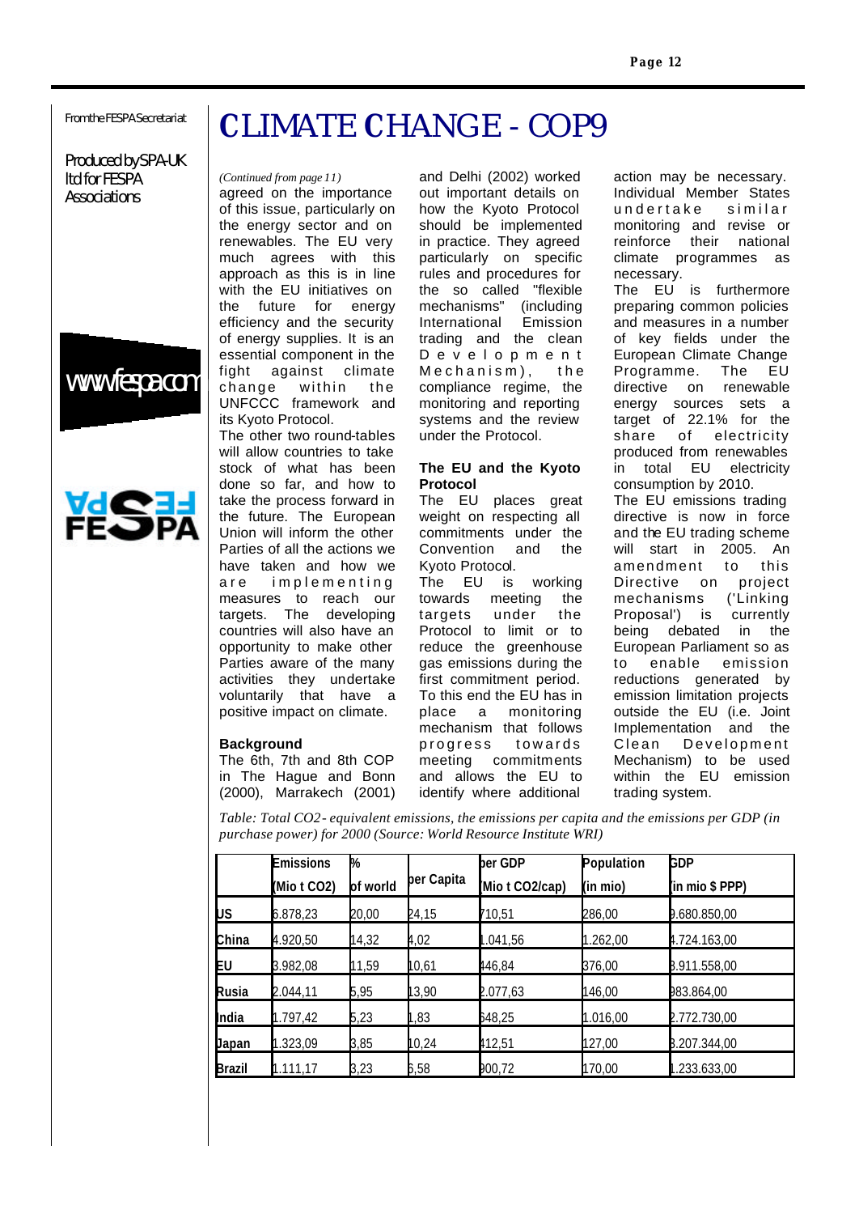From the FESPA Secretariat

Produced by SPA-UK ltd for FESPA Associations

www.fespa.com

# CLIMATE CHANGE - COP9

*(Continued from page 11)*

agreed on the importance of this issue, particularly on the energy sector and on renewables. The EU very much agrees with this approach as this is in line with the EU initiatives on the future for energy efficiency and the security of energy supplies. It is an essential component in the fight against climate change within the UNFCCC framework and its Kyoto Protocol.

The other two round-tables will allow countries to take stock of what has been done so far, and how to take the process forward in the future. The European Union will inform the other Parties of all the actions we have taken and how we are implementing measures to reach our targets. The developing countries will also have an opportunity to make other Parties aware of the many activities they undertake voluntarily that have a positive impact on climate.

## Background

The 6th, 7th and 8th COP in The Hague and Bonn (2000), Marrakech (2001) and Delhi (2002) worked out important details on how the Kyoto Protocol should be implemented in practice. They agreed particularly on specific rules and procedures for the so called "flexible mechanisms" (including International Emission trading and the clean Development Mechanism), the compliance regime, the monitoring and reporting systems and the review under the Protocol.

## The EU and the Kyoto Protocol

The EU places great weight on respecting all commitments under the Convention and the Kyoto Protocol.

The EU is working towards meeting the targets under the Protocol to limit or to reduce the greenhouse gas emissions during the first commitment period. To this end the EU has in place a monitoring mechanism that follows progress towards meeting commitments and allows the EU to identify where additional action may be necessary. Individual Member States undertake similar monitoring and revise or reinforce their national climate programmes as necessary.

The EU is furthermore preparing common policies and measures in a number of key fields under the European Climate Change Programme. The EU directive on renewable energy sources sets a target of 22.1% for the share of electricity produced from renewables in total EU electricity consumption by 2010.

The EU emissions trading directive is now in force and the EU trading scheme will start in 2005. An amendment to this Directive on project mechanisms ('Linking Proposal') is currently being debated in the European Parliament so as to enable emission reductions generated by emission limitation projects outside the EU (i.e. Joint Implementation and the Clean Development Mechanism) to be used within the EU emission trading system.

*Table: Total CO2- equivalent emissions, the emissions per capita and the emissions per GDP (in purchase power) for 2000 (Source: World Resource Institute WRI)*

| | Emissions (Mio t CO2) | % of world | per Capita | per GDP (Mio t CO2/cap) | Population (in mio) | GDP (in mio $ PPP) |
|---|---|---|---|---|---|---|
| US | 6.878,23 | 20,00 | 24,15 | 710,51 | 286,00 | 9.680.850,00 |
| China | 4.920,50 | 14,32 | 4,02 | 1.041,56 | 1.262,00 | 4.724.163,00 |
| EU | 3.982,08 | 11,59 | 10,61 | 446,84 | 376,00 | 8.911.558,00 |
| Rusia | 2.044,11 | 5,95 | 13,90 | 2.077,63 | 146,00 | 983.864,00 |
| India | 1.797,42 | 5,23 | 1,83 | 648,25 | 1.016,00 | 2.772.730,00 |
| Japan | 1.323,09 | 3,85 | 10,24 | 412,51 | 127,00 | 3.207.344,00 |
| Brazil | 1.111,17 | 3,23 | 6,58 | 900,72 | 170,00 | 1.233.633,00 |